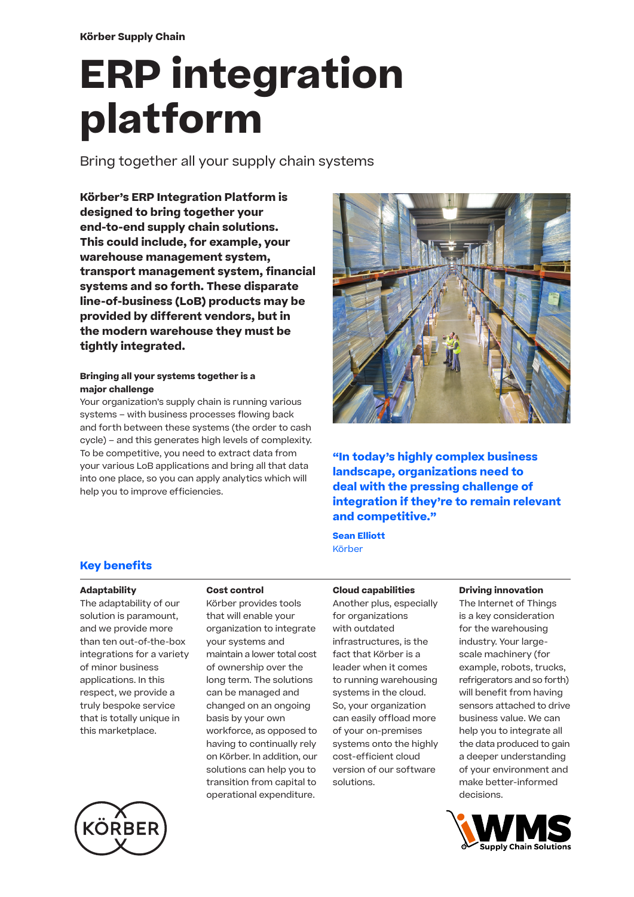Körber Supply Chain

# ERP integration platform

Bring together all your supply chain systems

**Körber's ERP Integration Platform is designed to bring together your end-to-end supply chain solutions. This could include, for example, your warehouse management system, transport management system, financial systems and so forth. These disparate line-of-business (LoB) products may be provided by different vendors, but in the modern warehouse they must be tightly integrated.**

### Bringing all your systems together is a major challenge

Your organization's supply chain is running various systems – with business processes flowing back and forth between these systems (the order to cash cycle) – and this generates high levels of complexity. To be competitive, you need to extract data from your various LoB applications and bring all that data into one place, so you can apply analytics which will help you to improve efficiencies.

> **"In today's highly complex business landscape, organizations need to deal with the pressing challenge of integration if they're to remain relevant and competitive."**
>
> **Sean Elliott**
> Körber

## Key benefits

### Adaptability

The adaptability of our solution is paramount, and we provide more than ten out-of-the-box integrations for a variety of minor business applications. In this respect, we provide a truly bespoke service that is totally unique in this marketplace.

### Cost control

Körber provides tools that will enable your organization to integrate your systems and maintain a lower total cost of ownership over the long term. The solutions can be managed and changed on an ongoing basis by your own workforce, as opposed to having to continually rely on Körber. In addition, our solutions can help you to transition from capital to operational expenditure.

### Cloud capabilities

Another plus, especially for organizations with outdated infrastructures, is the fact that Körber is a leader when it comes to running warehousing systems in the cloud. So, your organization can easily offload more of your on-premises systems onto the highly cost-efficient cloud version of our software solutions.

### Driving innovation

The Internet of Things is a key consideration for the warehousing industry. Your large-scale machinery (for example, robots, trucks, refrigerators and so forth) will benefit from having sensors attached to drive business value. We can help you to integrate all the data produced to gain a deeper understanding of your environment and make better-informed decisions.

KÖRBER

iWMS Supply Chain Solutions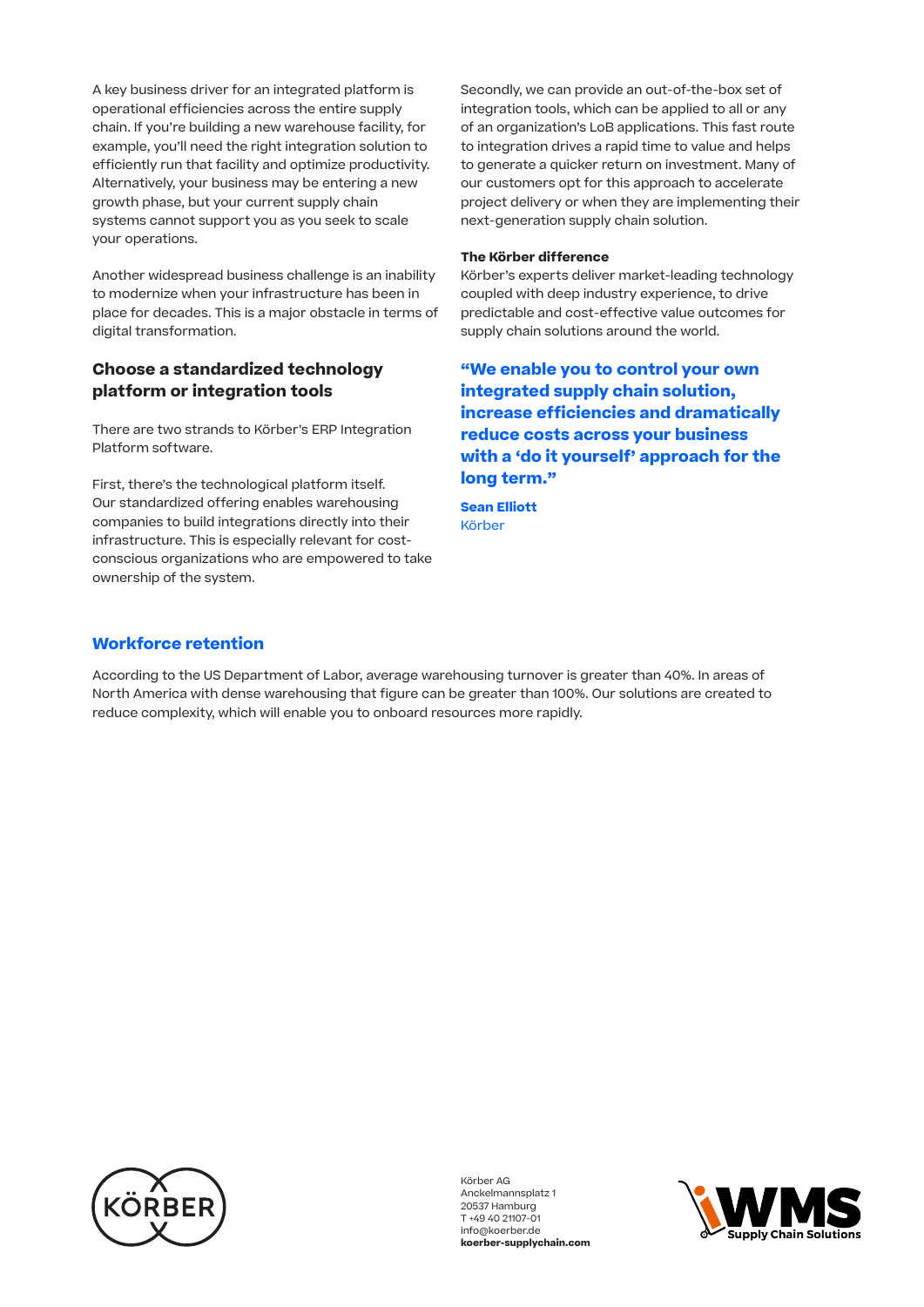A key business driver for an integrated platform is operational efficiencies across the entire supply chain. If you're building a new warehouse facility, for example, you'll need the right integration solution to efficiently run that facility and optimize productivity. Alternatively, your business may be entering a new growth phase, but your current supply chain systems cannot support you as you seek to scale your operations.

Another widespread business challenge is an inability to modernize when your infrastructure has been in place for decades. This is a major obstacle in terms of digital transformation.

## Choose a standardized technology platform or integration tools

There are two strands to Körber's ERP Integration Platform software.

First, there's the technological platform itself. Our standardized offering enables warehousing companies to build integrations directly into their infrastructure. This is especially relevant for cost-conscious organizations who are empowered to take ownership of the system.

Secondly, we can provide an out-of-the-box set of integration tools, which can be applied to all or any of an organization's LoB applications. This fast route to integration drives a rapid time to value and helps to generate a quicker return on investment. Many of our customers opt for this approach to accelerate project delivery or when they are implementing their next-generation supply chain solution.

**The Körber difference**
Körber's experts deliver market-leading technology coupled with deep industry experience, to drive predictable and cost-effective value outcomes for supply chain solutions around the world.

> **"We enable you to control your own integrated supply chain solution, increase efficiencies and dramatically reduce costs across your business with a 'do it yourself' approach for the long term."**
>
> **Sean Elliott**
> Körber

## Workforce retention

According to the US Department of Labor, average warehousing turnover is greater than 40%. In areas of North America with dense warehousing that figure can be greater than 100%. Our solutions are created to reduce complexity, which will enable you to onboard resources more rapidly.

KÖRBER

Körber AG
Anckelmannsplatz 1
20537 Hamburg
T +49 40 21107-01
info@koerber.de
**koerber-supplychain.com**

iWMS Supply Chain Solutions